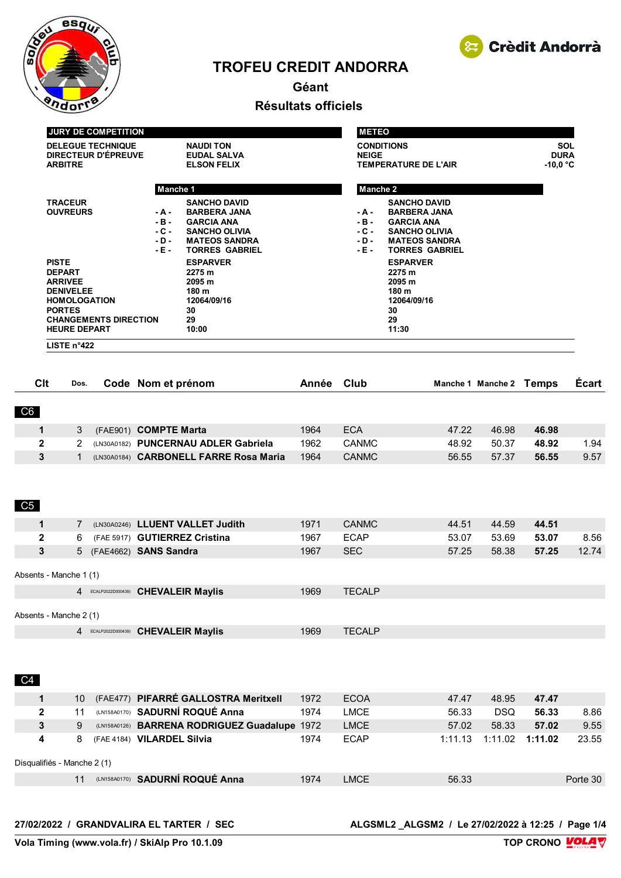# TROFEU CREDIT ANDORRA

## Géant

## Résultats officiels

| JURY DE COMPETITION | |
|---|---|
| DELEGUE TECHNIQUE | NAUDI TON |
| DIRECTEUR D'ÉPREUVE | EUDAL SALVA |
| ARBITRE | ELSON FELIX |

| METEO | |
|---|---|
| CONDITIONS | SOL |
| NEIGE | DURA |
| TEMPERATURE DE L'AIR | -10,0 °C |

| | | Manche 1 | | Manche 2 |
|---|---|---|---|---|
| TRACEUR | | SANCHO DAVID | | SANCHO DAVID |
| OUVREURS | - A - | BARBERA JANA | - A - | BARBERA JANA |
| | - B - | GARCIA ANA | - B - | GARCIA ANA |
| | - C - | SANCHO OLIVIA | - C - | SANCHO OLIVIA |
| | - D - | MATEOS SANDRA | - D - | MATEOS SANDRA |
| | - E - | TORRES GABRIEL | - E - | TORRES GABRIEL |
| PISTE | | ESPARVER | | ESPARVER |
| DEPART | | 2275 m | | 2275 m |
| ARRIVEE | | 2095 m | | 2095 m |
| DENIVELEE | | 180 m | | 180 m |
| HOMOLOGATION | | 12064/09/16 | | 12064/09/16 |
| PORTES | | 30 | | 30 |
| CHANGEMENTS DIRECTION | | 29 | | 29 |
| HEURE DEPART | | 10:00 | | 11:30 |

LISTE n°422

| Clt | Dos. | Code | Nom et prénom | Année | Club | Manche 1 | Manche 2 | Temps | Écart |
|---|---|---|---|---|---|---|---|---|---|
| **C6** | | | | | | | | | |
| 1 | 3 | (FAE901) | **COMPTE Marta** | 1964 | ECA | 47.22 | 46.98 | **46.98** | |
| 2 | 2 | (LN30A0182) | **PUNCERNAU ADLER Gabriela** | 1962 | CANMC | 48.92 | 50.37 | **48.92** | 1.94 |
| 3 | 1 | (LN30A0184) | **CARBONELL FARRE Rosa Maria** | 1964 | CANMC | 56.55 | 57.37 | **56.55** | 9.57 |
| **C5** | | | | | | | | | |
| 1 | 7 | (LN30A0246) | **LLUENT VALLET Judith** | 1971 | CANMC | 44.51 | 44.59 | **44.51** | |
| 2 | 6 | (FAE 5917) | **GUTIERREZ Cristina** | 1967 | ECAP | 53.07 | 53.69 | **53.07** | 8.56 |
| 3 | 5 | (FAE4662) | **SANS Sandra** | 1967 | SEC | 57.25 | 58.38 | **57.25** | 12.74 |
| Absents - Manche 1 (1) | | | | | | | | | |
| | 4 | ECALP2022D000439) | **CHEVALEIR Maylis** | 1969 | TECALP | | | | |
| Absents - Manche 2 (1) | | | | | | | | | |
| | 4 | ECALP2022D000439) | **CHEVALEIR Maylis** | 1969 | TECALP | | | | |
| **C4** | | | | | | | | | |
| 1 | 10 | (FAE477) | **PIFARRÉ GALLOSTRA Meritxell** | 1972 | ECOA | 47.47 | 48.95 | **47.47** | |
| 2 | 11 | (LN158A0170) | **SADURNÍ ROQUÉ Anna** | 1974 | LMCE | 56.33 | DSQ | **56.33** | 8.86 |
| 3 | 9 | (LN158A0126) | **BARRENA RODRIGUEZ Guadalupe** | 1972 | LMCE | 57.02 | 58.33 | **57.02** | 9.55 |
| 4 | 8 | (FAE 4184) | **VILARDEL Silvia** | 1974 | ECAP | 1:11.13 | 1:11.02 | **1:11.02** | 23.55 |
| Disqualifiés - Manche 2 (1) | | | | | | | | | |
| | 11 | (LN158A0170) | **SADURNÍ ROQUÉ Anna** | 1974 | LMCE | 56.33 | | | Porte 30 |

27/02/2022 / GRANDVALIRA EL TARTER / SEC — ALGSML2 _ALGSM2 / Le 27/02/2022 à 12:25

Vola Timing (www.vola.fr) / SkiAlp Pro 10.1.09 — TOP CRONO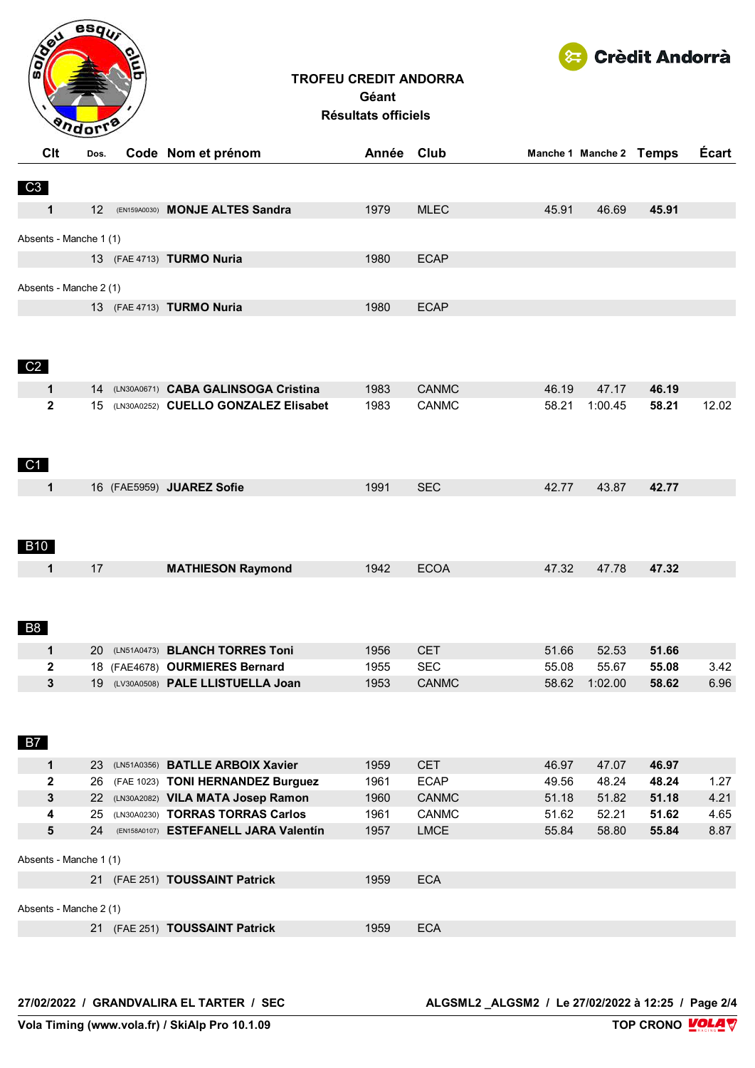# TROFEU CREDIT ANDORRA

**Géant**

**Résultats officiels**

| Clt | Dos. | Code | Nom et prénom | Année | Club | Manche 1 | Manche 2 | Temps | Écart |
|---|---|---|---|---|---|---|---|---|---|
| **C3** | | | | | | | | | |
| **1** | 12 | (EN159A0030) | **MONJE ALTES Sandra** | 1979 | MLEC | 45.91 | 46.69 | **45.91** | |
| Absents - Manche 1 (1) | | | | | | | | | |
| | 13 | (FAE 4713) | **TURMO Nuria** | 1980 | ECAP | | | | |
| Absents - Manche 2 (1) | | | | | | | | | |
| | 13 | (FAE 4713) | **TURMO Nuria** | 1980 | ECAP | | | | |
| **C2** | | | | | | | | | |
| **1** | 14 | (LN30A0671) | **CABA GALINSOGA Cristina** | 1983 | CANMC | 46.19 | 47.17 | **46.19** | |
| **2** | 15 | (LN30A0252) | **CUELLO GONZALEZ Elisabet** | 1983 | CANMC | 58.21 | 1:00.45 | **58.21** | 12.02 |
| **C1** | | | | | | | | | |
| **1** | 16 | (FAE5959) | **JUAREZ Sofie** | 1991 | SEC | 42.77 | 43.87 | **42.77** | |
| **B10** | | | | | | | | | |
| **1** | 17 | | **MATHIESON Raymond** | 1942 | ECOA | 47.32 | 47.78 | **47.32** | |
| **B8** | | | | | | | | | |
| **1** | 20 | (LN51A0473) | **BLANCH TORRES Toni** | 1956 | CET | 51.66 | 52.53 | **51.66** | |
| **2** | 18 | (FAE4678) | **OURMIERES Bernard** | 1955 | SEC | 55.08 | 55.67 | **55.08** | 3.42 |
| **3** | 19 | (LV30A0508) | **PALE LLISTUELLA Joan** | 1953 | CANMC | 58.62 | 1:02.00 | **58.62** | 6.96 |
| **B7** | | | | | | | | | |
| **1** | 23 | (LN51A0356) | **BATLLE ARBOIX Xavier** | 1959 | CET | 46.97 | 47.07 | **46.97** | |
| **2** | 26 | (FAE 1023) | **TONI HERNANDEZ Burguez** | 1961 | ECAP | 49.56 | 48.24 | **48.24** | 1.27 |
| **3** | 22 | (LN30A2082) | **VILA MATA Josep Ramon** | 1960 | CANMC | 51.18 | 51.82 | **51.18** | 4.21 |
| **4** | 25 | (LN30A0230) | **TORRAS TORRAS Carlos** | 1961 | CANMC | 51.62 | 52.21 | **51.62** | 4.65 |
| **5** | 24 | (EN158A0107) | **ESTEFANELL JARA Valentín** | 1957 | LMCE | 55.84 | 58.80 | **55.84** | 8.87 |
| Absents - Manche 1 (1) | | | | | | | | | |
| | 21 | (FAE 251) | **TOUSSAINT Patrick** | 1959 | ECA | | | | |
| Absents - Manche 2 (1) | | | | | | | | | |
| | 21 | (FAE 251) | **TOUSSAINT Patrick** | 1959 | ECA | | | | |

**27/02/2022 / GRANDVALIRA EL TARTER / SEC** — **ALGSML2 _ALGSM2 / Le 27/02/2022 à 12:25**

**Vola Timing (www.vola.fr) / SkiAlp Pro 10.1.09** — **TOP CRONO**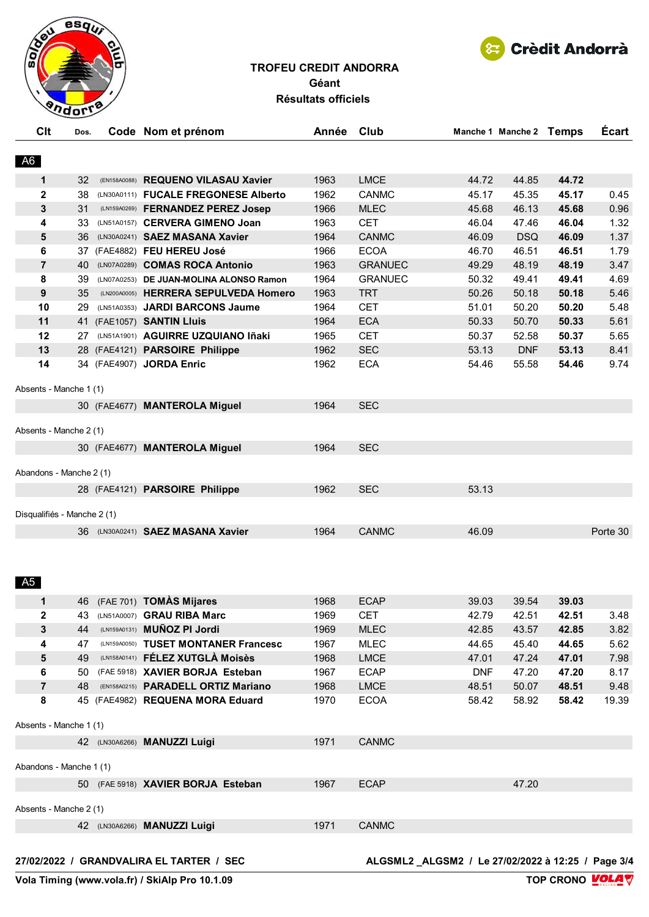**TROFEU CREDIT ANDORRA**
**Géant**
**Résultats officiels**

| Clt | Dos. | Code | Nom et prénom | Année | Club | Manche 1 | Manche 2 | Temps | Écart |
|---|---|---|---|---|---|---|---|---|---|
| **A6** | | | | | | | | | |
| **1** | 32 | (EN158A0088) | **REQUENO VILASAU Xavier** | 1963 | LMCE | 44.72 | 44.85 | **44.72** | |
| **2** | 38 | (LN30A0111) | **FUCALE FREGONESE Alberto** | 1962 | CANMC | 45.17 | 45.35 | **45.17** | 0.45 |
| **3** | 31 | (LN159A0269) | **FERNANDEZ PEREZ Josep** | 1966 | MLEC | 45.68 | 46.13 | **45.68** | 0.96 |
| **4** | 33 | (LN51A0157) | **CERVERA GIMENO Joan** | 1963 | CET | 46.04 | 47.46 | **46.04** | 1.32 |
| **5** | 36 | (LN30A0241) | **SAEZ MASANA Xavier** | 1964 | CANMC | 46.09 | DSQ | **46.09** | 1.37 |
| **6** | 37 | (FAE4882) | **FEU HEREU José** | 1966 | ECOA | 46.70 | 46.51 | **46.51** | 1.79 |
| **7** | 40 | (LN07A0289) | **COMAS ROCA Antonio** | 1963 | GRANUEC | 49.29 | 48.19 | **48.19** | 3.47 |
| **8** | 39 | (LN07A0253) | **DE JUAN-MOLINA ALONSO Ramon** | 1964 | GRANUEC | 50.32 | 49.41 | **49.41** | 4.69 |
| **9** | 35 | (LN200A0005) | **HERRERA SEPULVEDA Homero** | 1963 | TRT | 50.26 | 50.18 | **50.18** | 5.46 |
| **10** | 29 | (LN51A0353) | **JARDI BARCONS Jaume** | 1964 | CET | 51.01 | 50.20 | **50.20** | 5.48 |
| **11** | 41 | (FAE1057) | **SANTIN Lluis** | 1964 | ECA | 50.33 | 50.70 | **50.33** | 5.61 |
| **12** | 27 | (LN51A1901) | **AGUIRRE UZQUIANO Iñaki** | 1965 | CET | 50.37 | 52.58 | **50.37** | 5.65 |
| **13** | 28 | (FAE4121) | **PARSOIRE Philippe** | 1962 | SEC | 53.13 | DNF | **53.13** | 8.41 |
| **14** | 34 | (FAE4907) | **JORDA Enric** | 1962 | ECA | 54.46 | 55.58 | **54.46** | 9.74 |
| Absents - Manche 1 (1) | | | | | | | | | |
| | 30 | (FAE4677) | **MANTEROLA Miguel** | 1964 | SEC | | | | |
| Absents - Manche 2 (1) | | | | | | | | | |
| | 30 | (FAE4677) | **MANTEROLA Miguel** | 1964 | SEC | | | | |
| Abandons - Manche 2 (1) | | | | | | | | | |
| | 28 | (FAE4121) | **PARSOIRE Philippe** | 1962 | SEC | 53.13 | | | |
| Disqualifiés - Manche 2 (1) | | | | | | | | | |
| | 36 | (LN30A0241) | **SAEZ MASANA Xavier** | 1964 | CANMC | 46.09 | | | Porte 30 |
| **A5** | | | | | | | | | |
| **1** | 46 | (FAE 701) | **TOMÀS Mijares** | 1968 | ECAP | 39.03 | 39.54 | **39.03** | |
| **2** | 43 | (LN51A0007) | **GRAU RIBA Marc** | 1969 | CET | 42.79 | 42.51 | **42.51** | 3.48 |
| **3** | 44 | (LN159A0131) | **MUÑOZ PI Jordi** | 1969 | MLEC | 42.85 | 43.57 | **42.85** | 3.82 |
| **4** | 47 | (LN159A0050) | **TUSET MONTANER Francesc** | 1967 | MLEC | 44.65 | 45.40 | **44.65** | 5.62 |
| **5** | 49 | (LN158A0141) | **FÉLEZ XUTGLÀ Moisès** | 1968 | LMCE | 47.01 | 47.24 | **47.01** | 7.98 |
| **6** | 50 | (FAE 5918) | **XAVIER BORJA Esteban** | 1967 | ECAP | DNF | 47.20 | **47.20** | 8.17 |
| **7** | 48 | (EN158A0215) | **PARADELL ORTIZ Mariano** | 1968 | LMCE | 48.51 | 50.07 | **48.51** | 9.48 |
| **8** | 45 | (FAE4982) | **REQUENA MORA Eduard** | 1970 | ECOA | 58.42 | 58.92 | **58.42** | 19.39 |
| Absents - Manche 1 (1) | | | | | | | | | |
| | 42 | (LN30A6266) | **MANUZZI Luigi** | 1971 | CANMC | | | | |
| Abandons - Manche 1 (1) | | | | | | | | | |
| | 50 | (FAE 5918) | **XAVIER BORJA Esteban** | 1967 | ECAP | | 47.20 | | |
| Absents - Manche 2 (1) | | | | | | | | | |
| | 42 | (LN30A6266) | **MANUZZI Luigi** | 1971 | CANMC | | | | |

**27/02/2022 / GRANDVALIRA EL TARTER / SEC** — **ALGSML2 _ALGSM2 / Le 27/02/2022 à 12:25**

**Vola Timing (www.vola.fr) / SkiAlp Pro 10.1.09** — **TOP CRONO**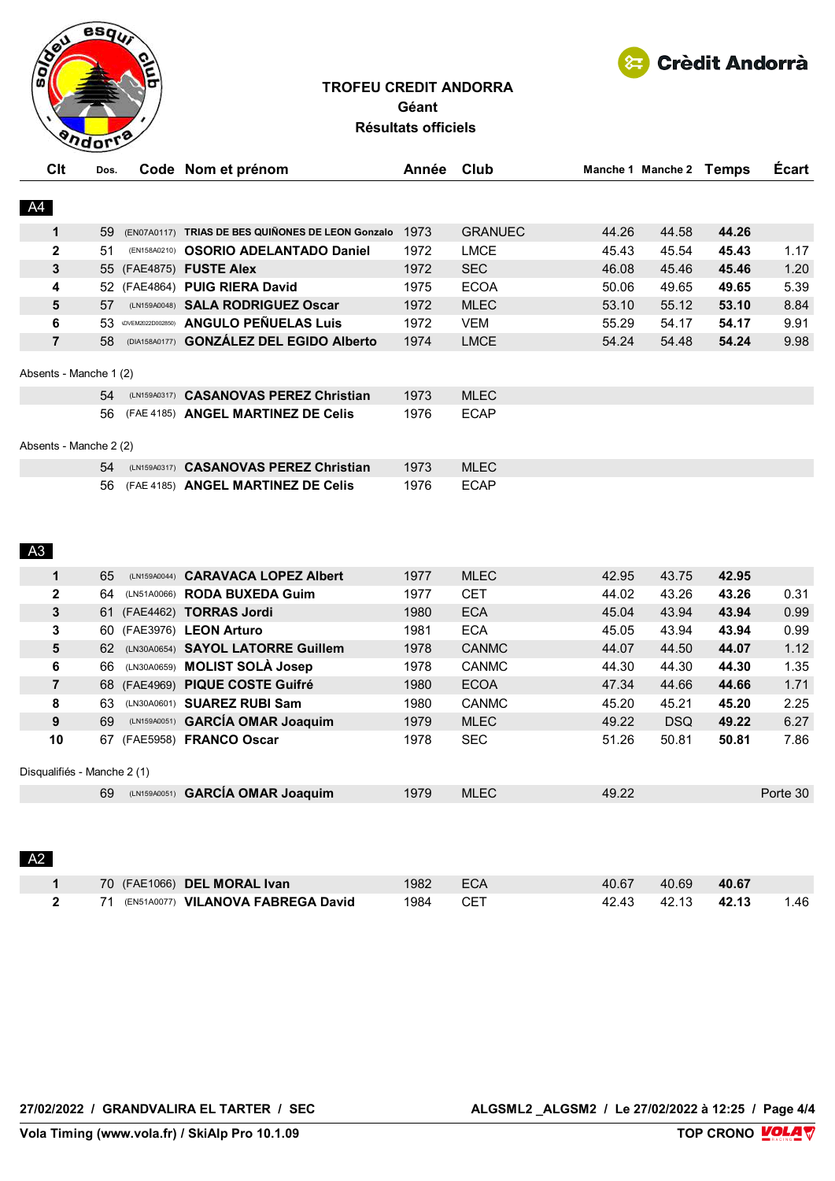# TROFEU CREDIT ANDORRA

**Géant**

**Résultats officiels**

| Clt | Dos. | Code | Nom et prénom | Année | Club | Manche 1 | Manche 2 | Temps | Écart |
|---|---|---|---|---|---|---|---|---|---|
| **A4** | | | | | | | | | |
| 1 | 59 | (EN07A0117) | **TRIAS DE BES QUIÑONES DE LEON Gonzalo** | 1973 | GRANUEC | 44.26 | 44.58 | **44.26** | |
| 2 | 51 | (EN158A0210) | **OSORIO ADELANTADO Daniel** | 1972 | LMCE | 45.43 | 45.54 | **45.43** | 1.17 |
| 3 | 55 | (FAE4875) | **FUSTE Alex** | 1972 | SEC | 46.08 | 45.46 | **45.46** | 1.20 |
| 4 | 52 | (FAE4864) | **PUIG RIERA David** | 1975 | ECOA | 50.06 | 49.65 | **49.65** | 5.39 |
| 5 | 57 | (LN159A0048) | **SALA RODRIGUEZ Oscar** | 1972 | MLEC | 53.10 | 55.12 | **53.10** | 8.84 |
| 6 | 53 | (DVEM2022D002850) | **ANGULO PEÑUELAS Luis** | 1972 | VEM | 55.29 | 54.17 | **54.17** | 9.91 |
| 7 | 58 | (DIA158A0177) | **GONZÁLEZ DEL EGIDO Alberto** | 1974 | LMCE | 54.24 | 54.48 | **54.24** | 9.98 |
| Absents - Manche 1 (2) | | | | | | | | | |
| | 54 | (LN159A0317) | **CASANOVAS PEREZ Christian** | 1973 | MLEC | | | | |
| | 56 | (FAE 4185) | **ANGEL MARTINEZ DE Celis** | 1976 | ECAP | | | | |
| Absents - Manche 2 (2) | | | | | | | | | |
| | 54 | (LN159A0317) | **CASANOVAS PEREZ Christian** | 1973 | MLEC | | | | |
| | 56 | (FAE 4185) | **ANGEL MARTINEZ DE Celis** | 1976 | ECAP | | | | |
| **A3** | | | | | | | | | |
| 1 | 65 | (LN159A0044) | **CARAVACA LOPEZ Albert** | 1977 | MLEC | 42.95 | 43.75 | **42.95** | |
| 2 | 64 | (LN51A0066) | **RODA BUXEDA Guim** | 1977 | CET | 44.02 | 43.26 | **43.26** | 0.31 |
| 3 | 61 | (FAE4462) | **TORRAS Jordi** | 1980 | ECA | 45.04 | 43.94 | **43.94** | 0.99 |
| 3 | 60 | (FAE3976) | **LEON Arturo** | 1981 | ECA | 45.05 | 43.94 | **43.94** | 0.99 |
| 5 | 62 | (LN30A0654) | **SAYOL LATORRE Guillem** | 1978 | CANMC | 44.07 | 44.50 | **44.07** | 1.12 |
| 6 | 66 | (LN30A0659) | **MOLIST SOLÀ Josep** | 1978 | CANMC | 44.30 | 44.30 | **44.30** | 1.35 |
| 7 | 68 | (FAE4969) | **PIQUE COSTE Guifré** | 1980 | ECOA | 47.34 | 44.66 | **44.66** | 1.71 |
| 8 | 63 | (LN30A0601) | **SUAREZ RUBI Sam** | 1980 | CANMC | 45.20 | 45.21 | **45.20** | 2.25 |
| 9 | 69 | (LN159A0051) | **GARCÍA OMAR Joaquim** | 1979 | MLEC | 49.22 | DSQ | **49.22** | 6.27 |
| 10 | 67 | (FAE5958) | **FRANCO Oscar** | 1978 | SEC | 51.26 | 50.81 | **50.81** | 7.86 |
| Disqualifiés - Manche 2 (1) | | | | | | | | | |
| | 69 | (LN159A0051) | **GARCÍA OMAR Joaquim** | 1979 | MLEC | 49.22 | | | Porte 30 |
| **A2** | | | | | | | | | |
| 1 | 70 | (FAE1066) | **DEL MORAL Ivan** | 1982 | ECA | 40.67 | 40.69 | **40.67** | |
| 2 | 71 | (EN51A0077) | **VILANOVA FABREGA David** | 1984 | CET | 42.43 | 42.13 | **42.13** | 1.46 |

**27/02/2022 / GRANDVALIRA EL TARTER / SEC** — **ALGSML2 _ALGSM2 / Le 27/02/2022 à 12:25**

**Vola Timing (www.vola.fr) / SkiAlp Pro 10.1.09** — **TOP CRONO**